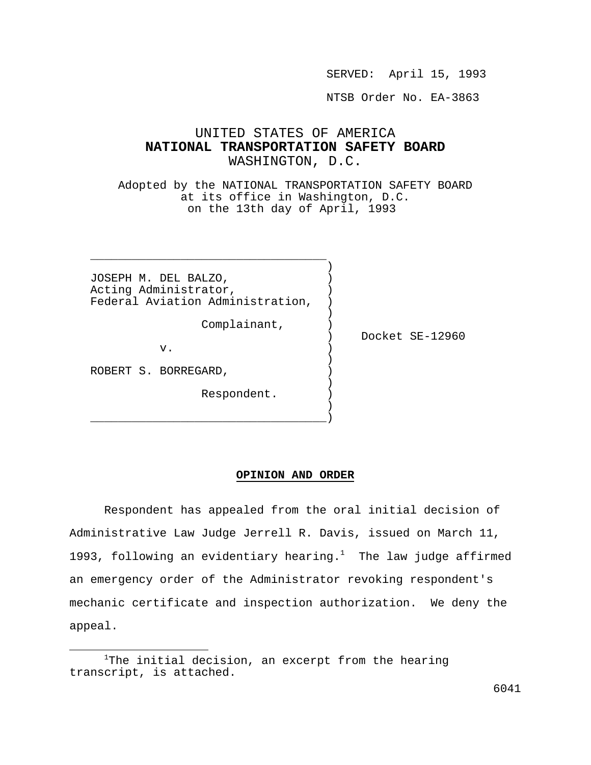SERVED: April 15, 1993

NTSB Order No. EA-3863

# UNITED STATES OF AMERICA
# **NATIONAL TRANSPORTATION SAFETY BOARD**
# WASHINGTON, D.C.

Adopted by the NATIONAL TRANSPORTATION SAFETY BOARD
at its office in Washington, D.C.
on the 13th day of April, 1993

JOSEPH M. DEL BALZO,
Acting Administrator,
Federal Aviation Administration,

Complainant,

v.

ROBERT S. BORREGARD,

Respondent.

Docket SE-12960

**OPINION AND ORDER**

Respondent has appealed from the oral initial decision of Administrative Law Judge Jerrell R. Davis, issued on March 11, 1993, following an evidentiary hearing.[1] The law judge affirmed an emergency order of the Administrator revoking respondent's mechanic certificate and inspection authorization. We deny the appeal.

---

[1]The initial decision, an excerpt from the hearing transcript, is attached.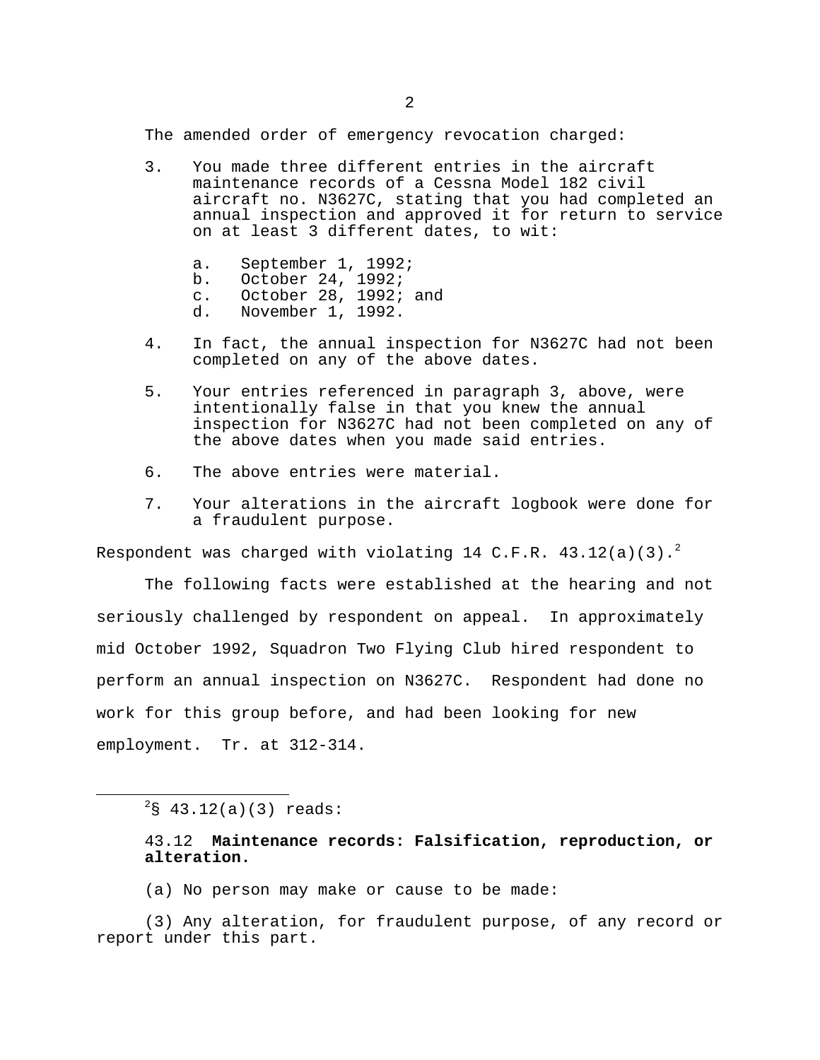The amended order of emergency revocation charged:

3. You made three different entries in the aircraft maintenance records of a Cessna Model 182 civil aircraft no. N3627C, stating that you had completed an annual inspection and approved it for return to service on at least 3 different dates, to wit:

   a. September 1, 1992;
   b. October 24, 1992;
   c. October 28, 1992; and
   d. November 1, 1992.

4. In fact, the annual inspection for N3627C had not been completed on any of the above dates.

5. Your entries referenced in paragraph 3, above, were intentionally false in that you knew the annual inspection for N3627C had not been completed on any of the above dates when you made said entries.

6. The above entries were material.

7. Your alterations in the aircraft logbook were done for a fraudulent purpose.

Respondent was charged with violating 14 C.F.R. 43.12(a)(3).[2]

The following facts were established at the hearing and not seriously challenged by respondent on appeal. In approximately mid October 1992, Squadron Two Flying Club hired respondent to perform an annual inspection on N3627C. Respondent had done no work for this group before, and had been looking for new employment. Tr. at 312-314.

---

[2]§ 43.12(a)(3) reads:

43.12 **Maintenance records: Falsification, reproduction, or alteration.**

(a) No person may make or cause to be made:

(3) Any alteration, for fraudulent purpose, of any record or report under this part.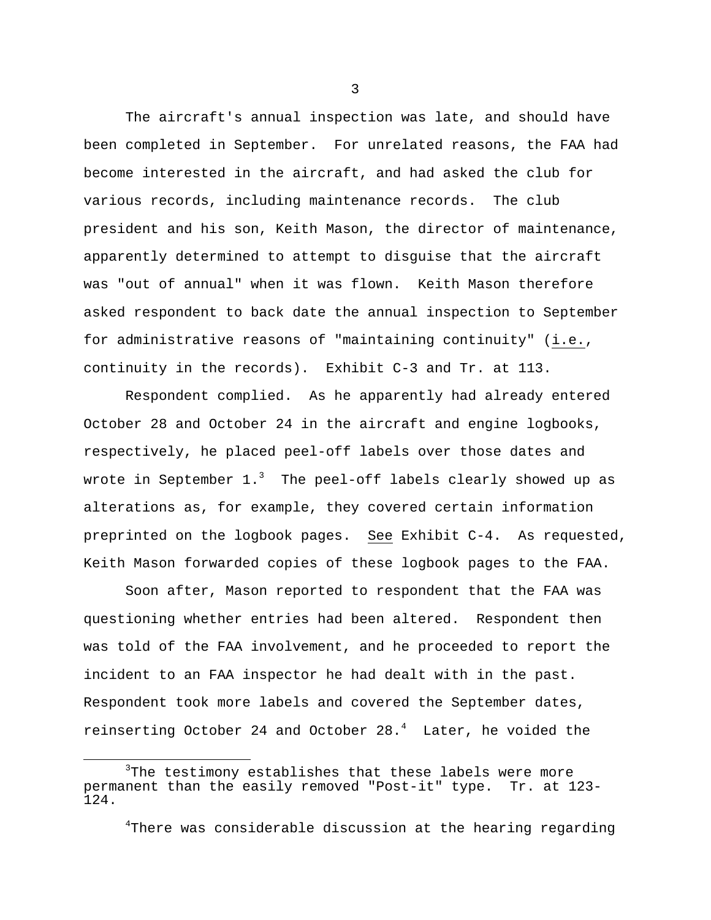The aircraft's annual inspection was late, and should have been completed in September. For unrelated reasons, the FAA had become interested in the aircraft, and had asked the club for various records, including maintenance records. The club president and his son, Keith Mason, the director of maintenance, apparently determined to attempt to disguise that the aircraft was "out of annual" when it was flown. Keith Mason therefore asked respondent to back date the annual inspection to September for administrative reasons of "maintaining continuity" (i.e., continuity in the records). Exhibit C-3 and Tr. at 113.

Respondent complied. As he apparently had already entered October 28 and October 24 in the aircraft and engine logbooks, respectively, he placed peel-off labels over those dates and wrote in September 1.[3] The peel-off labels clearly showed up as alterations as, for example, they covered certain information preprinted on the logbook pages. See Exhibit C-4. As requested, Keith Mason forwarded copies of these logbook pages to the FAA.

Soon after, Mason reported to respondent that the FAA was questioning whether entries had been altered. Respondent then was told of the FAA involvement, and he proceeded to report the incident to an FAA inspector he had dealt with in the past. Respondent took more labels and covered the September dates, reinserting October 24 and October 28.[4] Later, he voided the

---

[3]The testimony establishes that these labels were more permanent than the easily removed "Post-it" type. Tr. at 123-124.

[4]There was considerable discussion at the hearing regarding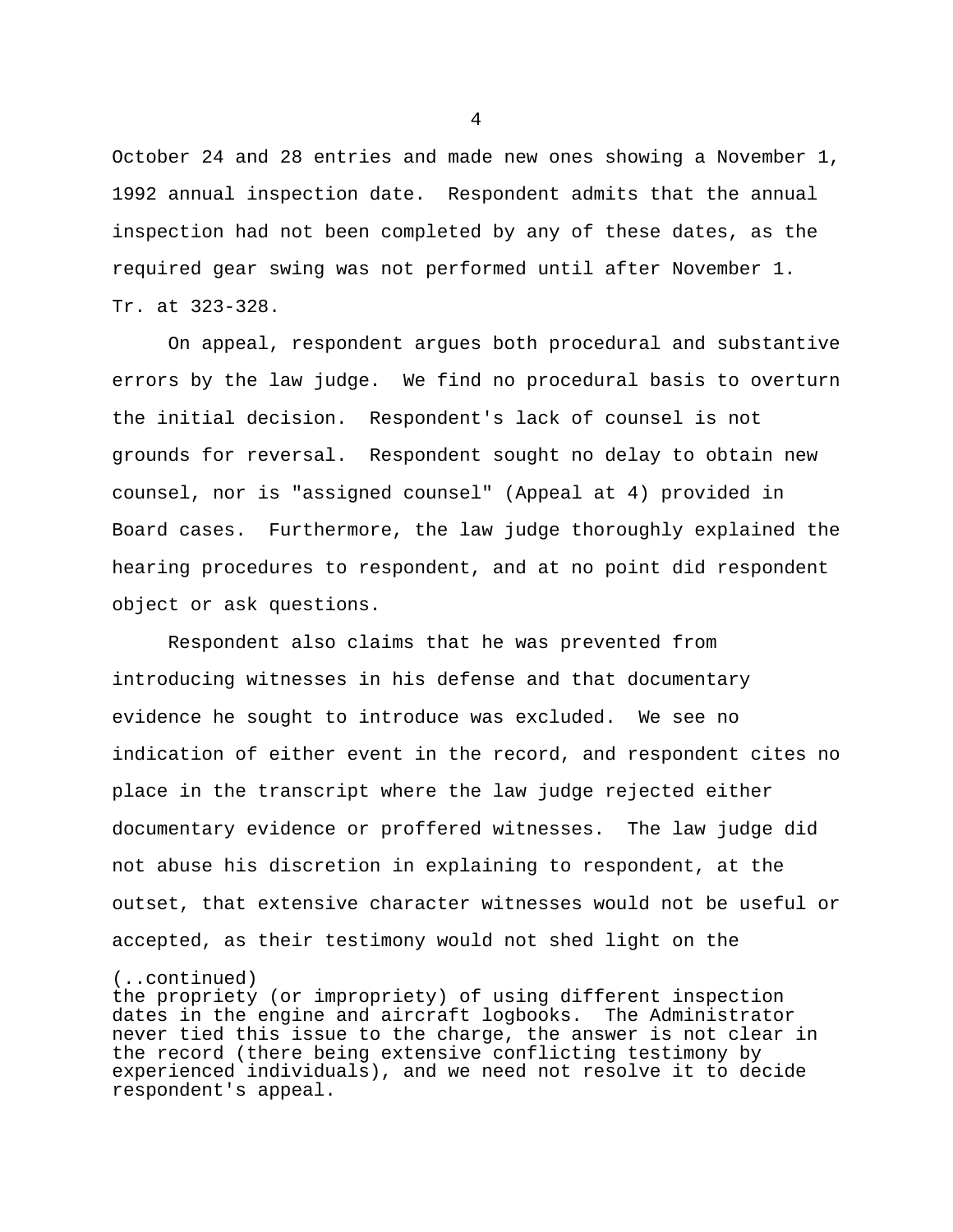October 24 and 28 entries and made new ones showing a November 1, 1992 annual inspection date. Respondent admits that the annual inspection had not been completed by any of these dates, as the required gear swing was not performed until after November 1. Tr. at 323-328.

On appeal, respondent argues both procedural and substantive errors by the law judge. We find no procedural basis to overturn the initial decision. Respondent's lack of counsel is not grounds for reversal. Respondent sought no delay to obtain new counsel, nor is "assigned counsel" (Appeal at 4) provided in Board cases. Furthermore, the law judge thoroughly explained the hearing procedures to respondent, and at no point did respondent object or ask questions.

Respondent also claims that he was prevented from introducing witnesses in his defense and that documentary evidence he sought to introduce was excluded. We see no indication of either event in the record, and respondent cites no place in the transcript where the law judge rejected either documentary evidence or proffered witnesses. The law judge did not abuse his discretion in explaining to respondent, at the outset, that extensive character witnesses would not be useful or accepted, as their testimony would not shed light on the

(..continued)
the propriety (or impropriety) of using different inspection dates in the engine and aircraft logbooks. The Administrator never tied this issue to the charge, the answer is not clear in the record (there being extensive conflicting testimony by experienced individuals), and we need not resolve it to decide respondent's appeal.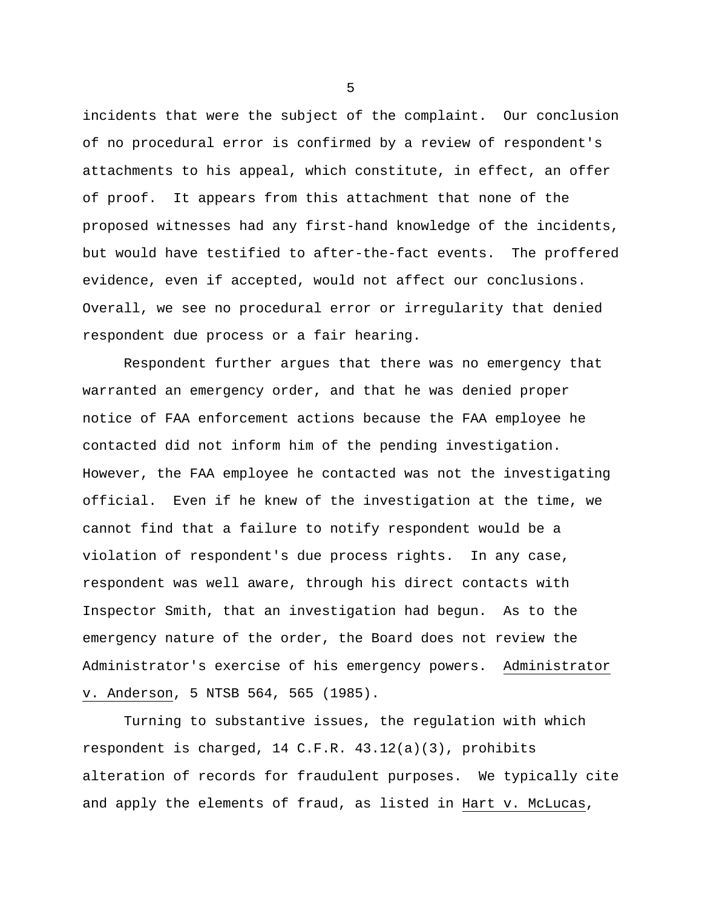incidents that were the subject of the complaint. Our conclusion of no procedural error is confirmed by a review of respondent's attachments to his appeal, which constitute, in effect, an offer of proof. It appears from this attachment that none of the proposed witnesses had any first-hand knowledge of the incidents, but would have testified to after-the-fact events. The proffered evidence, even if accepted, would not affect our conclusions. Overall, we see no procedural error or irregularity that denied respondent due process or a fair hearing.

Respondent further argues that there was no emergency that warranted an emergency order, and that he was denied proper notice of FAA enforcement actions because the FAA employee he contacted did not inform him of the pending investigation. However, the FAA employee he contacted was not the investigating official. Even if he knew of the investigation at the time, we cannot find that a failure to notify respondent would be a violation of respondent's due process rights. In any case, respondent was well aware, through his direct contacts with Inspector Smith, that an investigation had begun. As to the emergency nature of the order, the Board does not review the Administrator's exercise of his emergency powers. Administrator v. Anderson, 5 NTSB 564, 565 (1985).

Turning to substantive issues, the regulation with which respondent is charged, 14 C.F.R. 43.12(a)(3), prohibits alteration of records for fraudulent purposes. We typically cite and apply the elements of fraud, as listed in Hart v. McLucas,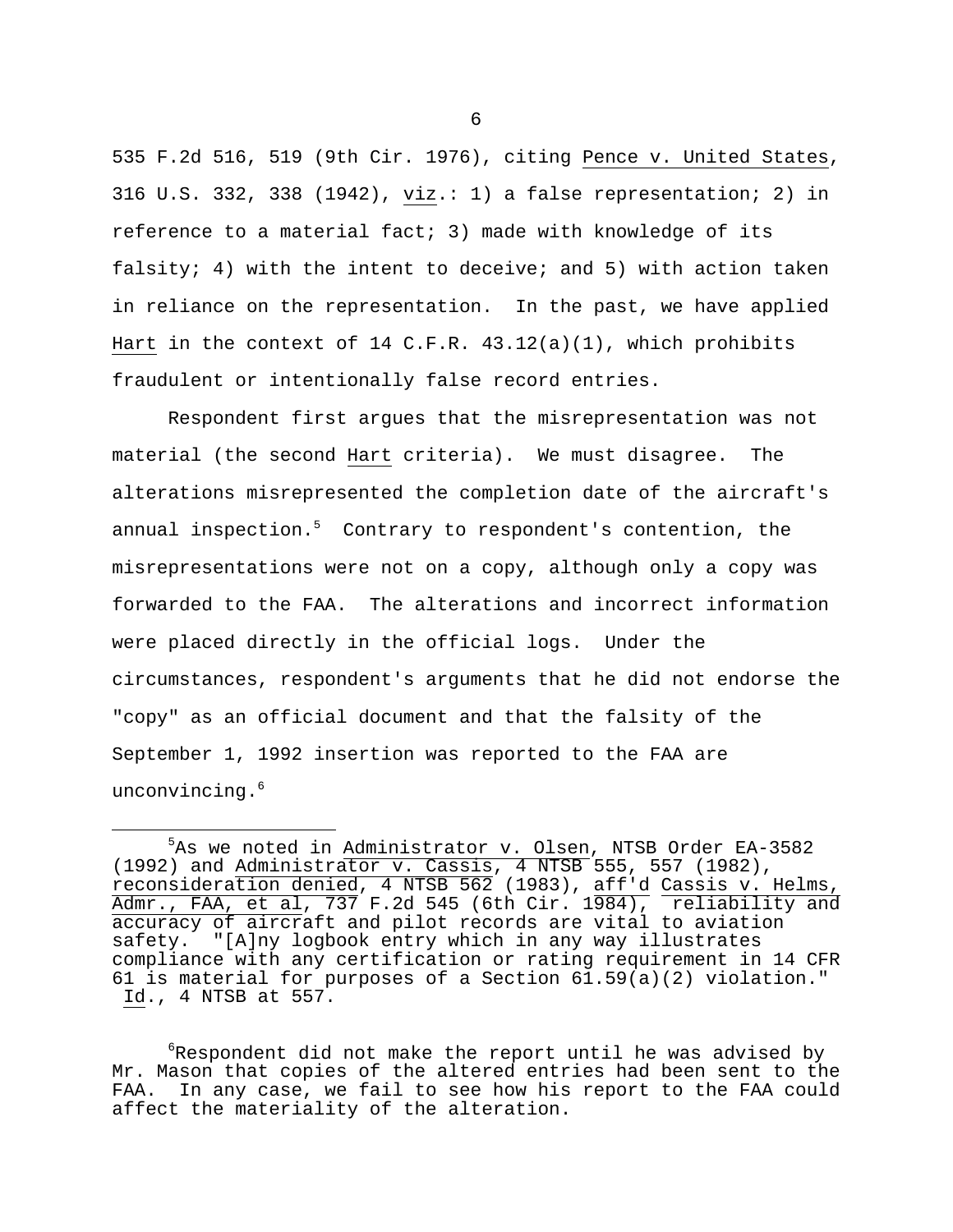535 F.2d 516, 519 (9th Cir. 1976), citing Pence v. United States, 316 U.S. 332, 338 (1942), viz.: 1) a false representation; 2) in reference to a material fact; 3) made with knowledge of its falsity; 4) with the intent to deceive; and 5) with action taken in reliance on the representation. In the past, we have applied Hart in the context of 14 C.F.R. 43.12(a)(1), which prohibits fraudulent or intentionally false record entries.

Respondent first argues that the misrepresentation was not material (the second Hart criteria). We must disagree. The alterations misrepresented the completion date of the aircraft's annual inspection.[5] Contrary to respondent's contention, the misrepresentations were not on a copy, although only a copy was forwarded to the FAA. The alterations and incorrect information were placed directly in the official logs. Under the circumstances, respondent's arguments that he did not endorse the "copy" as an official document and that the falsity of the September 1, 1992 insertion was reported to the FAA are unconvincing.[6]

---

[5]As we noted in Administrator v. Olsen, NTSB Order EA-3582 (1992) and Administrator v. Cassis, 4 NTSB 555, 557 (1982), reconsideration denied, 4 NTSB 562 (1983), aff'd Cassis v. Helms, Admr., FAA, et al, 737 F.2d 545 (6th Cir. 1984), reliability and accuracy of aircraft and pilot records are vital to aviation safety. "[A]ny logbook entry which in any way illustrates compliance with any certification or rating requirement in 14 CFR 61 is material for purposes of a Section 61.59(a)(2) violation." Id., 4 NTSB at 557.

[6]Respondent did not make the report until he was advised by Mr. Mason that copies of the altered entries had been sent to the FAA. In any case, we fail to see how his report to the FAA could affect the materiality of the alteration.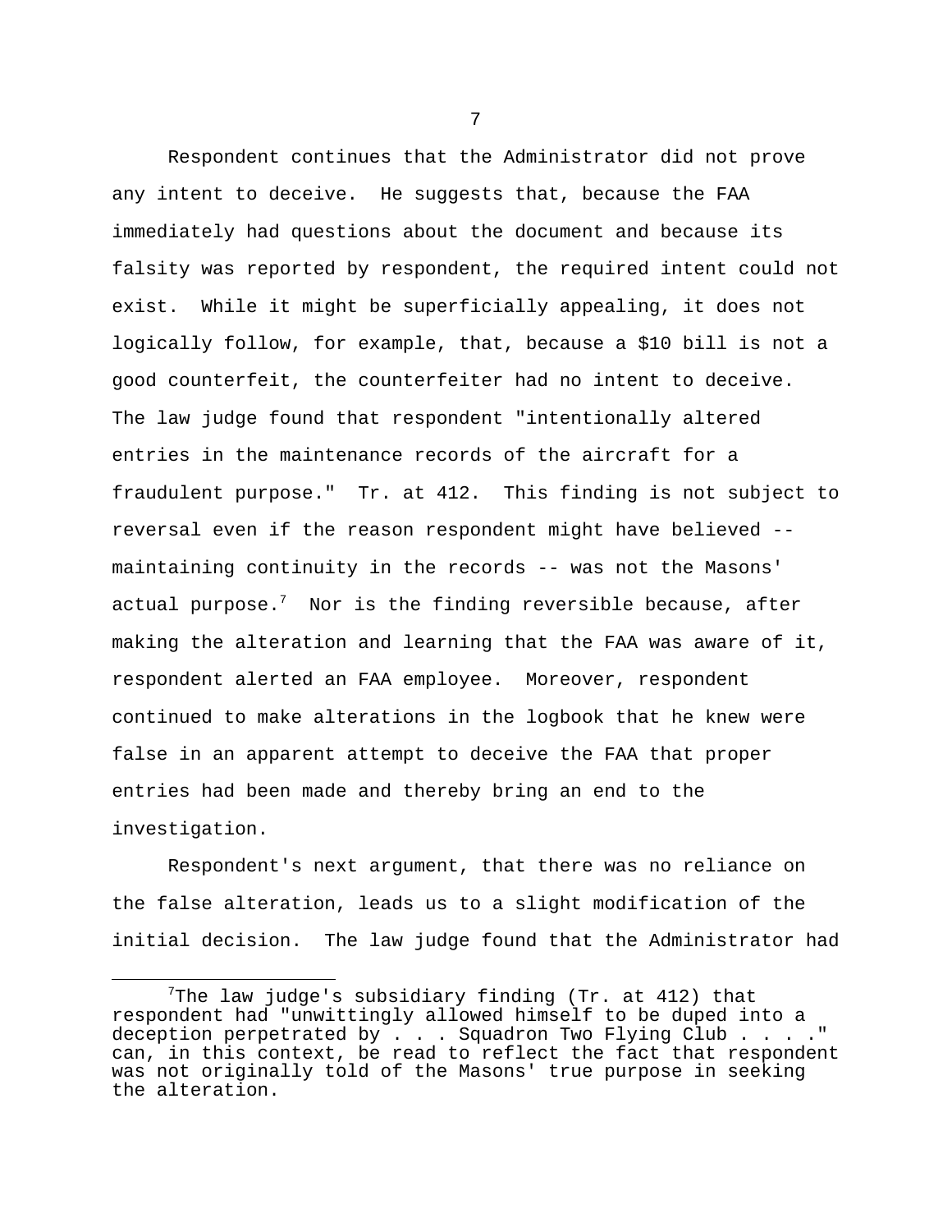Respondent continues that the Administrator did not prove any intent to deceive. He suggests that, because the FAA immediately had questions about the document and because its falsity was reported by respondent, the required intent could not exist. While it might be superficially appealing, it does not logically follow, for example, that, because a $10 bill is not a good counterfeit, the counterfeiter had no intent to deceive. The law judge found that respondent "intentionally altered entries in the maintenance records of the aircraft for a fraudulent purpose." Tr. at 412. This finding is not subject to reversal even if the reason respondent might have believed -- maintaining continuity in the records -- was not the Masons' actual purpose.[7] Nor is the finding reversible because, after making the alteration and learning that the FAA was aware of it, respondent alerted an FAA employee. Moreover, respondent continued to make alterations in the logbook that he knew were false in an apparent attempt to deceive the FAA that proper entries had been made and thereby bring an end to the investigation.

Respondent's next argument, that there was no reliance on the false alteration, leads us to a slight modification of the initial decision. The law judge found that the Administrator had

---

[7] The law judge's subsidiary finding (Tr. at 412) that respondent had "unwittingly allowed himself to be duped into a deception perpetrated by . . . Squadron Two Flying Club . . . ." can, in this context, be read to reflect the fact that respondent was not originally told of the Masons' true purpose in seeking the alteration.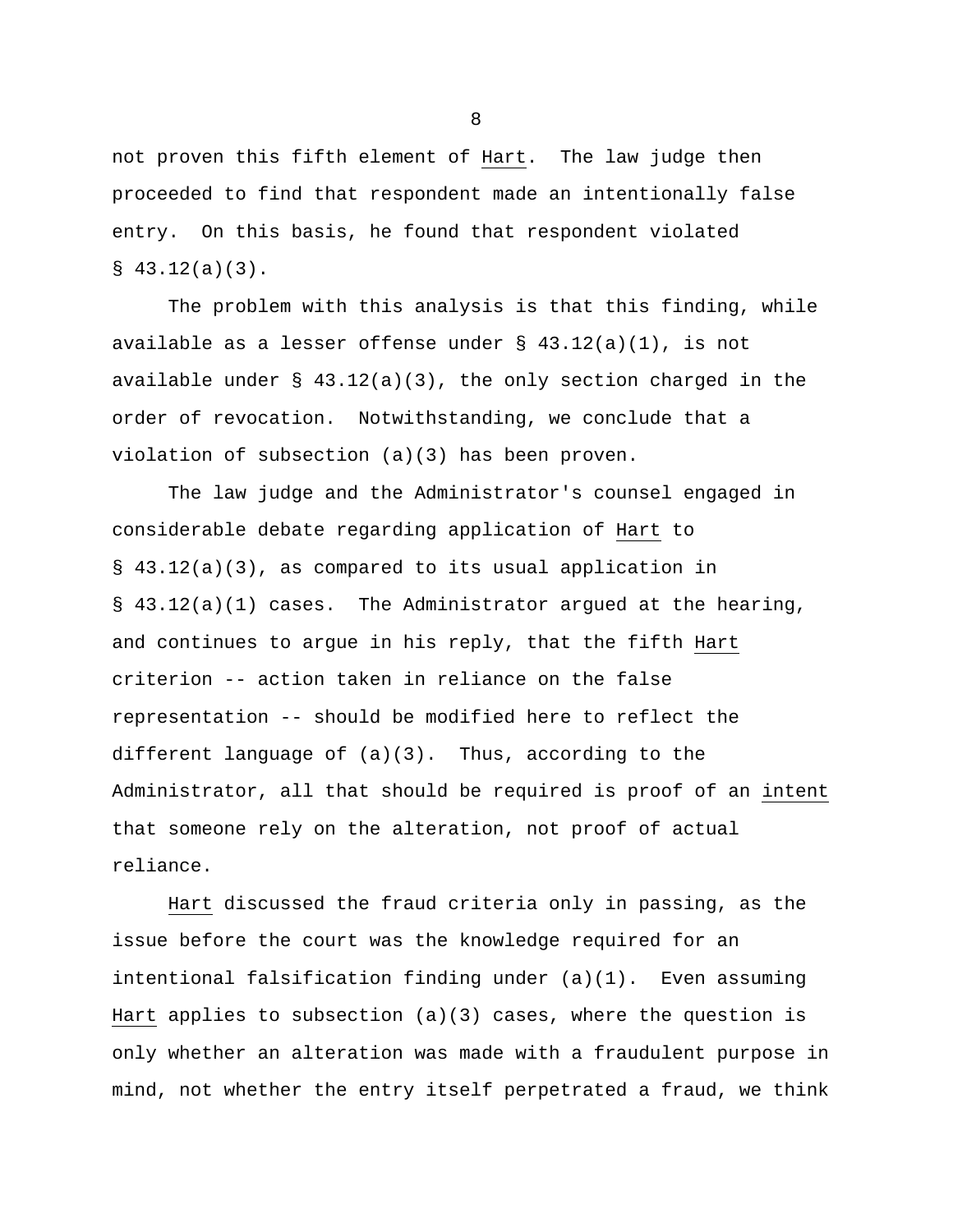not proven this fifth element of _Hart_. The law judge then proceeded to find that respondent made an intentionally false entry. On this basis, he found that respondent violated § 43.12(a)(3).

The problem with this analysis is that this finding, while available as a lesser offense under § 43.12(a)(1), is not available under § 43.12(a)(3), the only section charged in the order of revocation. Notwithstanding, we conclude that a violation of subsection (a)(3) has been proven.

The law judge and the Administrator's counsel engaged in considerable debate regarding application of _Hart_ to § 43.12(a)(3), as compared to its usual application in § 43.12(a)(1) cases. The Administrator argued at the hearing, and continues to argue in his reply, that the fifth _Hart_ criterion -- action taken in reliance on the false representation -- should be modified here to reflect the different language of (a)(3). Thus, according to the Administrator, all that should be required is proof of an _intent_ that someone rely on the alteration, not proof of actual reliance.

_Hart_ discussed the fraud criteria only in passing, as the issue before the court was the knowledge required for an intentional falsification finding under (a)(1). Even assuming _Hart_ applies to subsection (a)(3) cases, where the question is only whether an alteration was made with a fraudulent purpose in mind, not whether the entry itself perpetrated a fraud, we think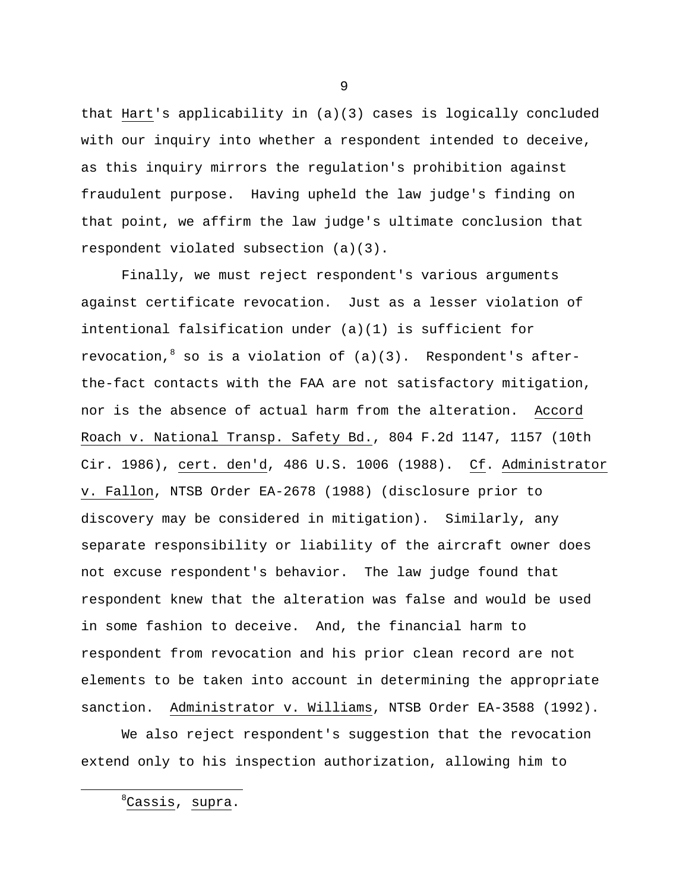that *Hart*'s applicability in (a)(3) cases is logically concluded with our inquiry into whether a respondent intended to deceive, as this inquiry mirrors the regulation's prohibition against fraudulent purpose. Having upheld the law judge's finding on that point, we affirm the law judge's ultimate conclusion that respondent violated subsection (a)(3).

Finally, we must reject respondent's various arguments against certificate revocation. Just as a lesser violation of intentional falsification under (a)(1) is sufficient for revocation,[8] so is a violation of (a)(3). Respondent's after-the-fact contacts with the FAA are not satisfactory mitigation, nor is the absence of actual harm from the alteration. *Accord Roach v. National Transp. Safety Bd.*, 804 F.2d 1147, 1157 (10th Cir. 1986), *cert. den'd*, 486 U.S. 1006 (1988). *Cf*. *Administrator v. Fallon*, NTSB Order EA-2678 (1988) (disclosure prior to discovery may be considered in mitigation). Similarly, any separate responsibility or liability of the aircraft owner does not excuse respondent's behavior. The law judge found that respondent knew that the alteration was false and would be used in some fashion to deceive. And, the financial harm to respondent from revocation and his prior clean record are not elements to be taken into account in determining the appropriate sanction. *Administrator v. Williams*, NTSB Order EA-3588 (1992).

We also reject respondent's suggestion that the revocation extend only to his inspection authorization, allowing him to

---

[8] *Cassis*, *supra*.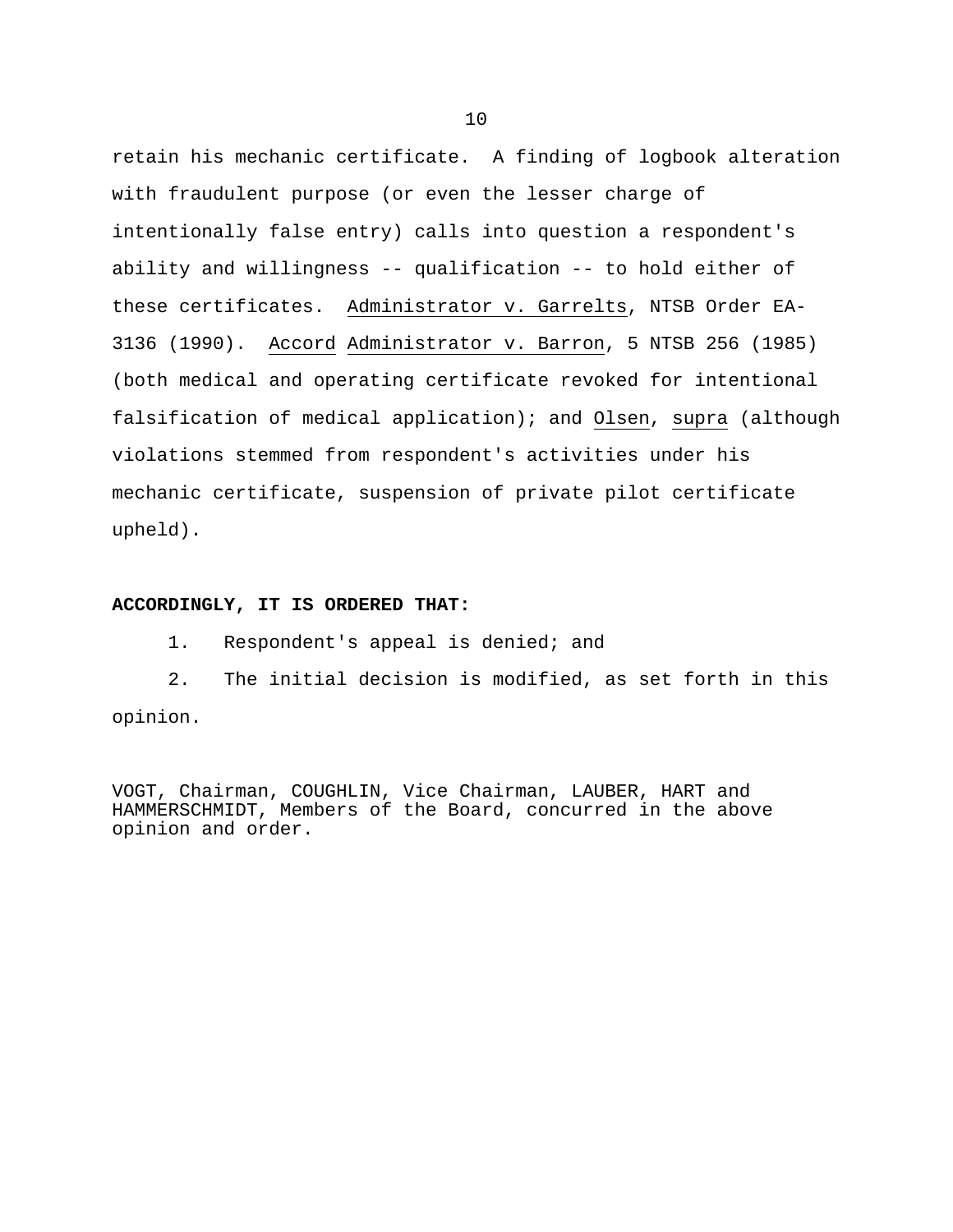retain his mechanic certificate. A finding of logbook alteration with fraudulent purpose (or even the lesser charge of intentionally false entry) calls into question a respondent's ability and willingness -- qualification -- to hold either of these certificates. Administrator v. Garrelts, NTSB Order EA-3136 (1990). Accord Administrator v. Barron, 5 NTSB 256 (1985) (both medical and operating certificate revoked for intentional falsification of medical application); and Olsen, supra (although violations stemmed from respondent's activities under his mechanic certificate, suspension of private pilot certificate upheld).

**ACCORDINGLY, IT IS ORDERED THAT:**

1. Respondent's appeal is denied; and

2. The initial decision is modified, as set forth in this opinion.

VOGT, Chairman, COUGHLIN, Vice Chairman, LAUBER, HART and HAMMERSCHMIDT, Members of the Board, concurred in the above opinion and order.